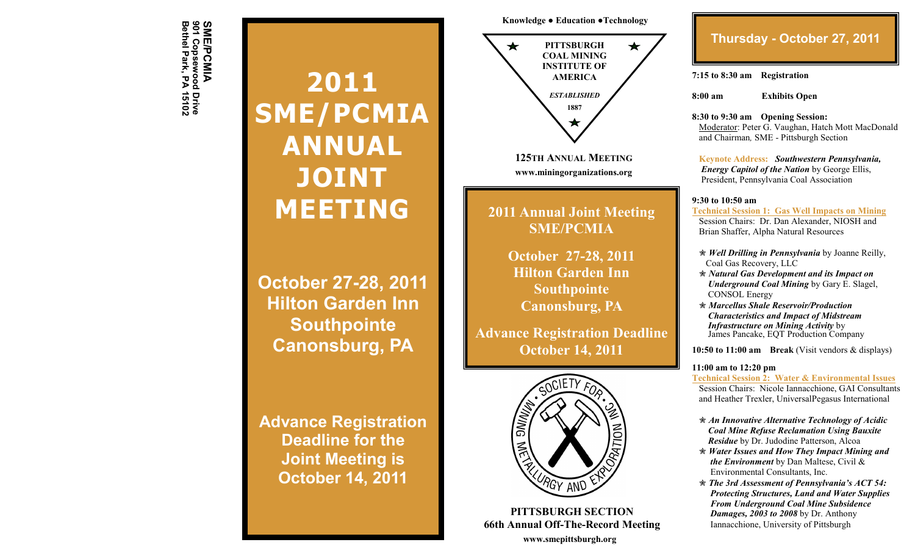SME/PCMIA
901 Copsewood Drive
Bethel Park, PA 15102

# 2011 SME/PCMIA ANNUAL JOINT MEETING

**October 27-28, 2011**
**Hilton Garden Inn**
**Southpointe**
**Canonsburg, PA**

**Advance Registration Deadline for the Joint Meeting is October 14, 2011**

**Knowledge ● Education ●Technology**

PITTSBURGH COAL MINING INSTITUTE OF AMERICA

*ESTABLISHED*
1887

**125TH ANNUAL MEETING**
**www.miningorganizations.org**

## 2011 Annual Joint Meeting SME/PCMIA

**October 27-28, 2011**
**Hilton Garden Inn**
**Southpointe**
**Canonsburg, PA**

**Advance Registration Deadline October 14, 2011**

SOCIETY FOR MINING METALLURGY AND EXPLORATION INC.

**PITTSBURGH SECTION**
**66th Annual Off-The-Record Meeting**
**www.smepittsburgh.org**

## Thursday - October 27, 2011

**7:15 to 8:30 am** **Registration**

**8:00 am** **Exhibits Open**

**8:30 to 9:30 am** **Opening Session:**
Moderator: Peter G. Vaughan, Hatch Mott MacDonald and Chairman, SME - Pittsburgh Section

**Keynote Address:** ***Southwestern Pennsylvania, Energy Capitol of the Nation*** by George Ellis, President, Pennsylvania Coal Association

**9:30 to 10:50 am**
**Technical Session 1: Gas Well Impacts on Mining**
Session Chairs: Dr. Dan Alexander, NIOSH and Brian Shaffer, Alpha Natural Resources

- ***Well Drilling in Pennsylvania*** by Joanne Reilly, Coal Gas Recovery, LLC
- ***Natural Gas Development and its Impact on Underground Coal Mining*** by Gary E. Slagel, CONSOL Energy
- ***Marcellus Shale Reservoir/Production Characteristics and Impact of Midstream Infrastructure on Mining Activity*** by James Pancake, EQT Production Company

**10:50 to 11:00 am** **Break** (Visit vendors & displays)

**11:00 am to 12:20 pm**
**Technical Session 2: Water & Environmental Issues**
Session Chairs: Nicole Iannacchione, GAI Consultants and Heather Trexler, UniversalPegasus International

- ***An Innovative Alternative Technology of Acidic Coal Mine Refuse Reclamation Using Bauxite Residue*** by Dr. Judodine Patterson, Alcoa
- ***Water Issues and How They Impact Mining and the Environment*** by Dan Maltese, Civil & Environmental Consultants, Inc.
- ***The 3rd Assessment of Pennsylvania's ACT 54: Protecting Structures, Land and Water Supplies From Underground Coal Mine Subsidence Damages, 2003 to 2008*** by Dr. Anthony Iannacchione, University of Pittsburgh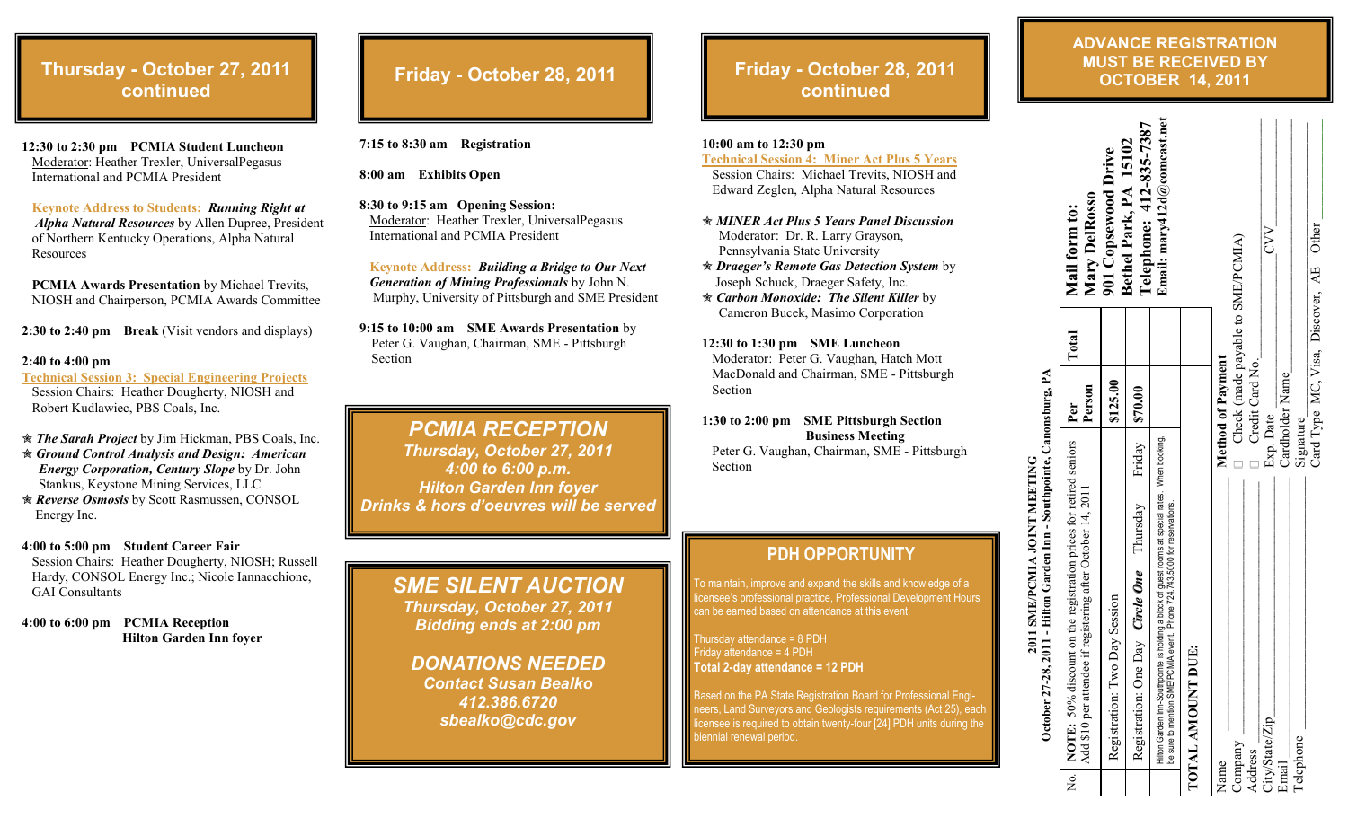## Thursday - October 27, 2011 continued

**12:30 to 2:30 pm PCMIA Student Luncheon**
Moderator: Heather Trexler, UniversalPegasus International and PCMIA President

**Keynote Address to Students:** ***Running Right at Alpha Natural Resources*** by Allen Dupree, President of Northern Kentucky Operations, Alpha Natural Resources

**PCMIA Awards Presentation** by Michael Trevits, NIOSH and Chairperson, PCMIA Awards Committee

**2:30 to 2:40 pm Break** (Visit vendors and displays)

**2:40 to 4:00 pm**
**Technical Session 3: Special Engineering Projects**
Session Chairs: Heather Dougherty, NIOSH and Robert Kudlawiec, PBS Coals, Inc.

- ***The Sarah Project*** by Jim Hickman, PBS Coals, Inc.
- ***Ground Control Analysis and Design: American Energy Corporation, Century Slope*** by Dr. John Stankus, Keystone Mining Services, LLC
- ***Reverse Osmosis*** by Scott Rasmussen, CONSOL Energy Inc.

**4:00 to 5:00 pm Student Career Fair**
Session Chairs: Heather Dougherty, NIOSH; Russell Hardy, CONSOL Energy Inc.; Nicole Iannacchione, GAI Consultants

**4:00 to 6:00 pm PCMIA Reception**
**Hilton Garden Inn foyer**

## Friday - October 28, 2011

**7:15 to 8:30 am Registration**

**8:00 am Exhibits Open**

**8:30 to 9:15 am Opening Session:**
Moderator: Heather Trexler, UniversalPegasus International and PCMIA President

**Keynote Address:** ***Building a Bridge to Our Next Generation of Mining Professionals*** by John N. Murphy, University of Pittsburgh and SME President

**9:15 to 10:00 am SME Awards Presentation** by Peter G. Vaughan, Chairman, SME - Pittsburgh Section

### PCMIA RECEPTION
**Thursday, October 27, 2011**
**4:00 to 6:00 p.m.**
**Hilton Garden Inn foyer**
**Drinks & hors d'oeuvres will be served**

### SME SILENT AUCTION
**Thursday, October 27, 2011**
**Bidding ends at 2:00 pm**

**DONATIONS NEEDED**
**Contact Susan Bealko**
**412.386.6720**
**sbealko@cdc.gov**

## Friday - October 28, 2011 continued

**10:00 am to 12:30 pm**
**Technical Session 4: Miner Act Plus 5 Years**
Session Chairs: Michael Trevits, NIOSH and Edward Zeglen, Alpha Natural Resources

- ***MINER Act Plus 5 Years Panel Discussion***
  Moderator: Dr. R. Larry Grayson, Pennsylvania State University
- ***Draeger's Remote Gas Detection System*** by Joseph Schuck, Draeger Safety, Inc.
- ***Carbon Monoxide: The Silent Killer*** by Cameron Bucek, Masimo Corporation

**12:30 to 1:30 pm SME Luncheon**
Moderator: Peter G. Vaughan, Hatch Mott MacDonald and Chairman, SME - Pittsburgh Section

**1:30 to 2:00 pm SME Pittsburgh Section Business Meeting**
Peter G. Vaughan, Chairman, SME - Pittsburgh Section

### PDH OPPORTUNITY

To maintain, improve and expand the skills and knowledge of a licensee's professional practice, Professional Development Hours can be earned based on attendance at this event.

Thursday attendance = 8 PDH
Friday attendance = 4 PDH
**Total 2-day attendance = 12 PDH**

Based on the PA State Registration Board for Professional Engineers, Land Surveyors and Geologists requirements (Act 25), each licensee is required to obtain twenty-four [24] PDH units during the biennial renewal period.

## ADVANCE REGISTRATION MUST BE RECEIVED BY OCTOBER 14, 2011

**2011 SME/PCMIA JOINT MEETING**
**October 27-28, 2011 - Hilton Garden Inn - Southpointe, Canonsburg, PA**

| No. | | Per Person | Total |
|---|---|---|---|
| | **NOTE:** 50% discount on the registration prices for retired seniors. Add $10 per attendee if registering after October 14, 2011 | | |
| | Registration: Two Day Session | **$125.00** | |
| | Registration: One Day ***Circle One*** Thursday Friday | **$70.00** | |
| | Hilton Garden Inn-Southpointe is holding a block of guest rooms at special rates. When booking, be sure to mention SME/PCMIA event. Phone 724.743.5000 for reservations. | | |
| **TOTAL AMOUNT DUE:** | | | |

**Mail form to:**
**Mary DelRosso**
**901 Copsewood Drive**
**Bethel Park, PA 15102**
**Telephone: 412-835-7387**
**Email: mary412d@comcast.net**

Name ____________
Company ____________
Address ____________
City/State/Zip ____________
Email ____________
Telephone ____________

**Method of Payment**
☐ Check (made payable to SME/PCMIA)
☐ Credit Card No.____________
Exp. Date ____________ CVV ____________
Cardholder Name ____________
Signature ____________
Card Type MC, Visa, Discover, AE Other ____________